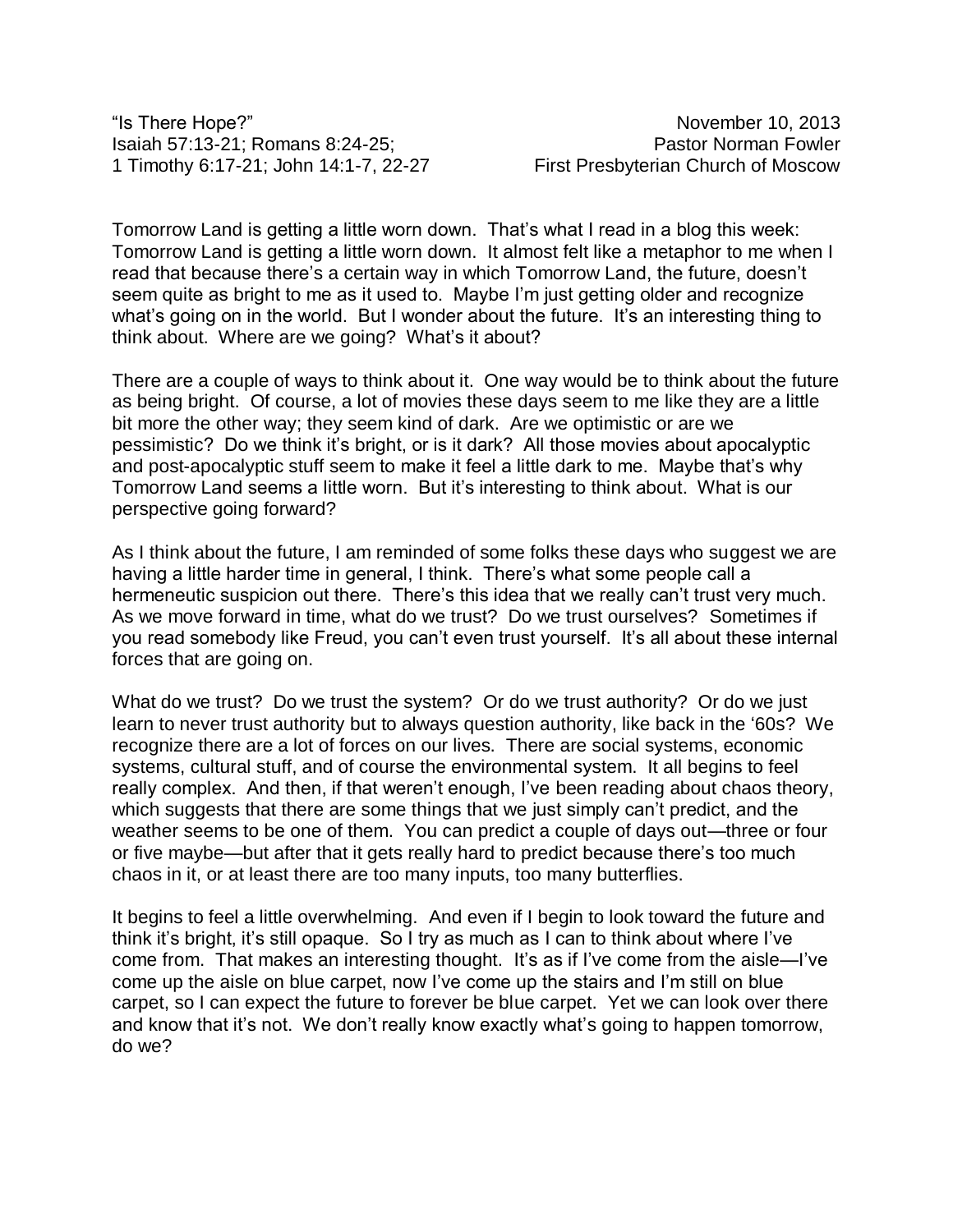“Is There Hope?” November 10, 2013
Isaiah 57:13-21; Romans 8:24-25; Pastor Norman Fowler
1 Timothy 6:17-21; John 14:1-7, 22-27 First Presbyterian Church of Moscow

Tomorrow Land is getting a little worn down. That’s what I read in a blog this week: Tomorrow Land is getting a little worn down. It almost felt like a metaphor to me when I read that because there’s a certain way in which Tomorrow Land, the future, doesn’t seem quite as bright to me as it used to. Maybe I’m just getting older and recognize what’s going on in the world. But I wonder about the future. It’s an interesting thing to think about. Where are we going? What’s it about?

There are a couple of ways to think about it. One way would be to think about the future as being bright. Of course, a lot of movies these days seem to me like they are a little bit more the other way; they seem kind of dark. Are we optimistic or are we pessimistic? Do we think it’s bright, or is it dark? All those movies about apocalyptic and post-apocalyptic stuff seem to make it feel a little dark to me. Maybe that’s why Tomorrow Land seems a little worn. But it’s interesting to think about. What is our perspective going forward?

As I think about the future, I am reminded of some folks these days who suggest we are having a little harder time in general, I think. There’s what some people call a hermeneutic suspicion out there. There’s this idea that we really can’t trust very much. As we move forward in time, what do we trust? Do we trust ourselves? Sometimes if you read somebody like Freud, you can’t even trust yourself. It’s all about these internal forces that are going on.

What do we trust? Do we trust the system? Or do we trust authority? Or do we just learn to never trust authority but to always question authority, like back in the ‘60s? We recognize there are a lot of forces on our lives. There are social systems, economic systems, cultural stuff, and of course the environmental system. It all begins to feel really complex. And then, if that weren’t enough, I’ve been reading about chaos theory, which suggests that there are some things that we just simply can’t predict, and the weather seems to be one of them. You can predict a couple of days out—three or four or five maybe—but after that it gets really hard to predict because there’s too much chaos in it, or at least there are too many inputs, too many butterflies.

It begins to feel a little overwhelming. And even if I begin to look toward the future and think it’s bright, it’s still opaque. So I try as much as I can to think about where I’ve come from. That makes an interesting thought. It’s as if I’ve come from the aisle—I’ve come up the aisle on blue carpet, now I’ve come up the stairs and I’m still on blue carpet, so I can expect the future to forever be blue carpet. Yet we can look over there and know that it’s not. We don’t really know exactly what’s going to happen tomorrow, do we?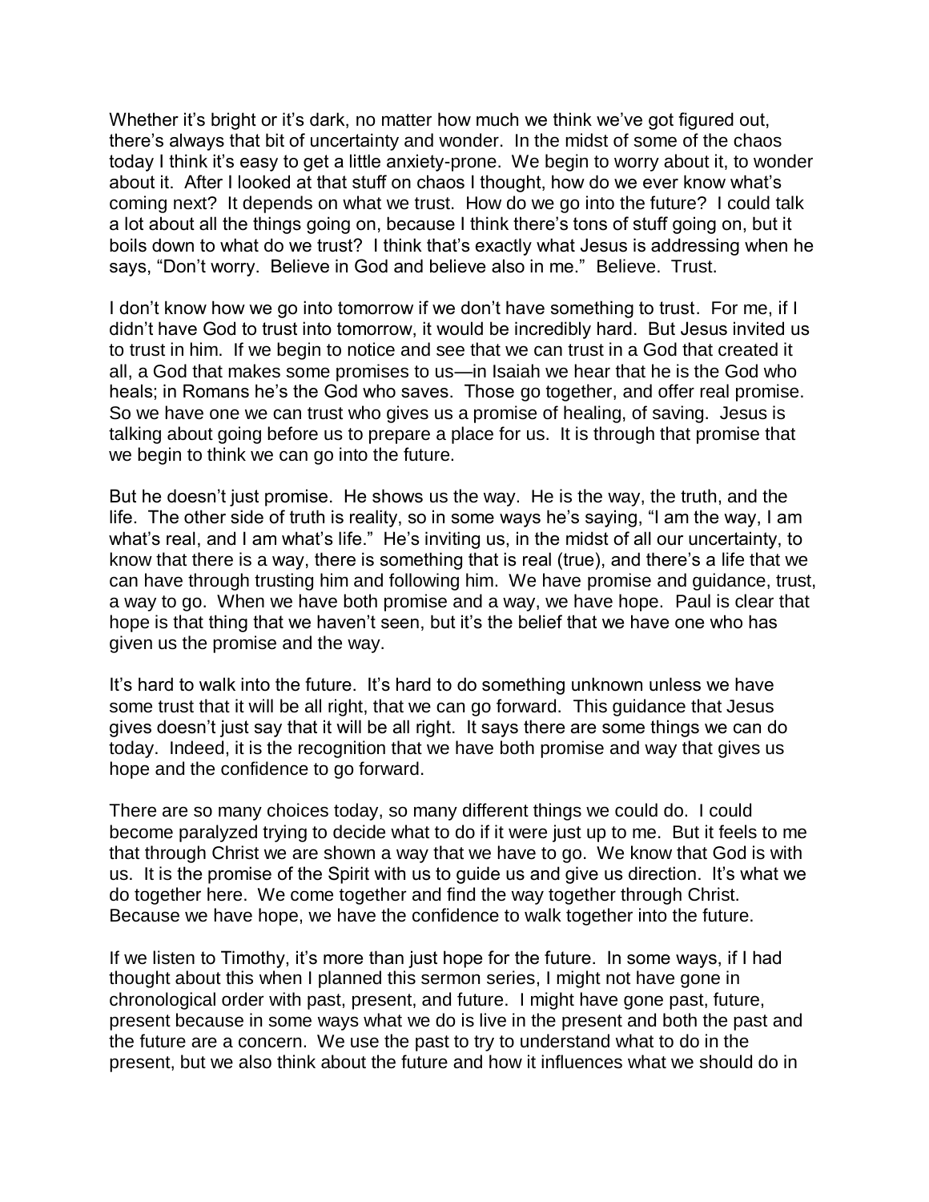Whether it's bright or it's dark, no matter how much we think we've got figured out, there's always that bit of uncertainty and wonder. In the midst of some of the chaos today I think it's easy to get a little anxiety-prone. We begin to worry about it, to wonder about it. After I looked at that stuff on chaos I thought, how do we ever know what's coming next? It depends on what we trust. How do we go into the future? I could talk a lot about all the things going on, because I think there's tons of stuff going on, but it boils down to what do we trust? I think that's exactly what Jesus is addressing when he says, "Don't worry. Believe in God and believe also in me." Believe. Trust.

I don't know how we go into tomorrow if we don't have something to trust. For me, if I didn't have God to trust into tomorrow, it would be incredibly hard. But Jesus invited us to trust in him. If we begin to notice and see that we can trust in a God that created it all, a God that makes some promises to us—in Isaiah we hear that he is the God who heals; in Romans he's the God who saves. Those go together, and offer real promise. So we have one we can trust who gives us a promise of healing, of saving. Jesus is talking about going before us to prepare a place for us. It is through that promise that we begin to think we can go into the future.

But he doesn't just promise. He shows us the way. He is the way, the truth, and the life. The other side of truth is reality, so in some ways he's saying, "I am the way, I am what's real, and I am what's life." He's inviting us, in the midst of all our uncertainty, to know that there is a way, there is something that is real (true), and there's a life that we can have through trusting him and following him. We have promise and guidance, trust, a way to go. When we have both promise and a way, we have hope. Paul is clear that hope is that thing that we haven't seen, but it's the belief that we have one who has given us the promise and the way.

It's hard to walk into the future. It's hard to do something unknown unless we have some trust that it will be all right, that we can go forward. This guidance that Jesus gives doesn't just say that it will be all right. It says there are some things we can do today. Indeed, it is the recognition that we have both promise and way that gives us hope and the confidence to go forward.

There are so many choices today, so many different things we could do. I could become paralyzed trying to decide what to do if it were just up to me. But it feels to me that through Christ we are shown a way that we have to go. We know that God is with us. It is the promise of the Spirit with us to guide us and give us direction. It's what we do together here. We come together and find the way together through Christ. Because we have hope, we have the confidence to walk together into the future.

If we listen to Timothy, it's more than just hope for the future. In some ways, if I had thought about this when I planned this sermon series, I might not have gone in chronological order with past, present, and future. I might have gone past, future, present because in some ways what we do is live in the present and both the past and the future are a concern. We use the past to try to understand what to do in the present, but we also think about the future and how it influences what we should do in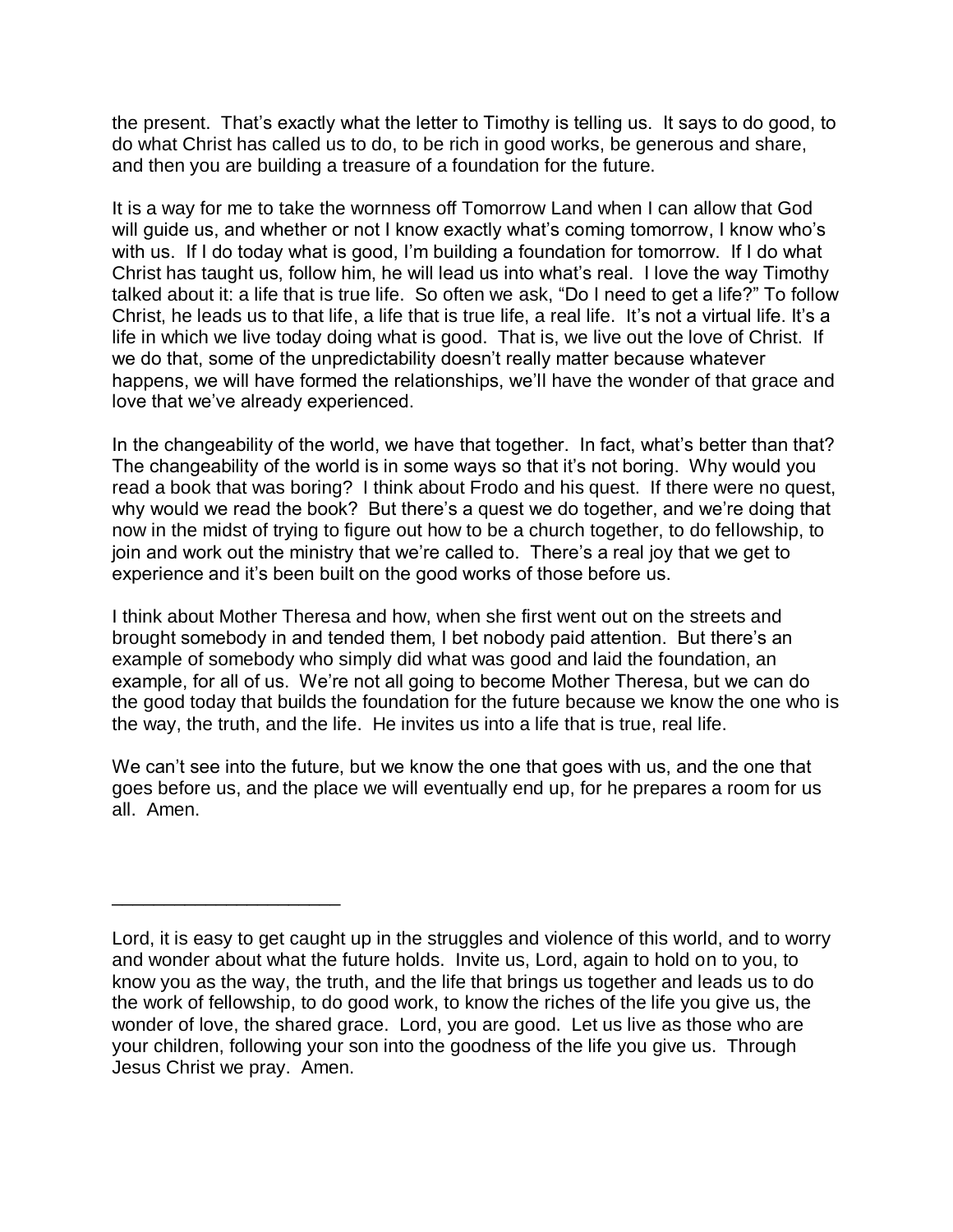the present. That's exactly what the letter to Timothy is telling us. It says to do good, to do what Christ has called us to do, to be rich in good works, be generous and share, and then you are building a treasure of a foundation for the future.

It is a way for me to take the wornness off Tomorrow Land when I can allow that God will guide us, and whether or not I know exactly what's coming tomorrow, I know who's with us. If I do today what is good, I'm building a foundation for tomorrow. If I do what Christ has taught us, follow him, he will lead us into what's real. I love the way Timothy talked about it: a life that is true life. So often we ask, "Do I need to get a life?" To follow Christ, he leads us to that life, a life that is true life, a real life. It's not a virtual life. It's a life in which we live today doing what is good. That is, we live out the love of Christ. If we do that, some of the unpredictability doesn't really matter because whatever happens, we will have formed the relationships, we'll have the wonder of that grace and love that we've already experienced.

In the changeability of the world, we have that together. In fact, what's better than that? The changeability of the world is in some ways so that it's not boring. Why would you read a book that was boring? I think about Frodo and his quest. If there were no quest, why would we read the book? But there's a quest we do together, and we're doing that now in the midst of trying to figure out how to be a church together, to do fellowship, to join and work out the ministry that we're called to. There's a real joy that we get to experience and it's been built on the good works of those before us.

I think about Mother Theresa and how, when she first went out on the streets and brought somebody in and tended them, I bet nobody paid attention. But there's an example of somebody who simply did what was good and laid the foundation, an example, for all of us. We're not all going to become Mother Theresa, but we can do the good today that builds the foundation for the future because we know the one who is the way, the truth, and the life. He invites us into a life that is true, real life.

We can't see into the future, but we know the one that goes with us, and the one that goes before us, and the place we will eventually end up, for he prepares a room for us all. Amen.

---

Lord, it is easy to get caught up in the struggles and violence of this world, and to worry and wonder about what the future holds. Invite us, Lord, again to hold on to you, to know you as the way, the truth, and the life that brings us together and leads us to do the work of fellowship, to do good work, to know the riches of the life you give us, the wonder of love, the shared grace. Lord, you are good. Let us live as those who are your children, following your son into the goodness of the life you give us. Through Jesus Christ we pray. Amen.